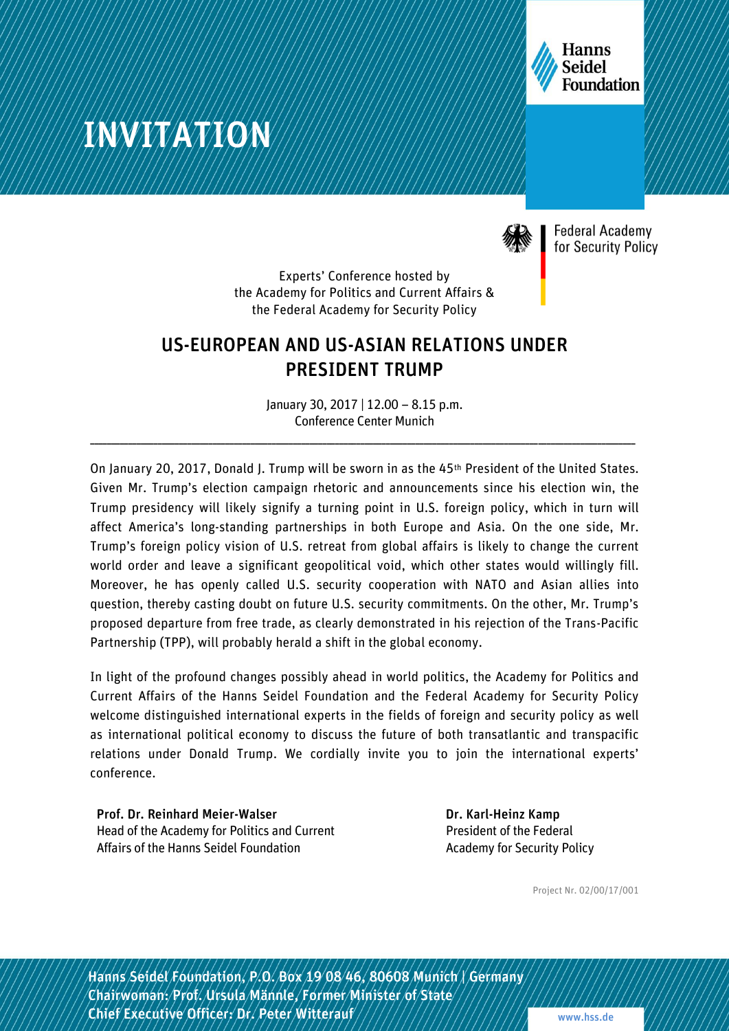# INVITATION

Hanns Seidel Foundation

Federal Academy for Security Policy

Experts' Conference hosted by
the Academy for Politics and Current Affairs &
the Federal Academy for Security Policy

## US-EUROPEAN AND US-ASIAN RELATIONS UNDER PRESIDENT TRUMP

January 30, 2017 | 12.00 – 8.15 p.m.
Conference Center Munich

---

On January 20, 2017, Donald J. Trump will be sworn in as the 45th President of the United States. Given Mr. Trump's election campaign rhetoric and announcements since his election win, the Trump presidency will likely signify a turning point in U.S. foreign policy, which in turn will affect America's long-standing partnerships in both Europe and Asia. On the one side, Mr. Trump's foreign policy vision of U.S. retreat from global affairs is likely to change the current world order and leave a significant geopolitical void, which other states would willingly fill. Moreover, he has openly called U.S. security cooperation with NATO and Asian allies into question, thereby casting doubt on future U.S. security commitments. On the other, Mr. Trump's proposed departure from free trade, as clearly demonstrated in his rejection of the Trans-Pacific Partnership (TPP), will probably herald a shift in the global economy.

In light of the profound changes possibly ahead in world politics, the Academy for Politics and Current Affairs of the Hanns Seidel Foundation and the Federal Academy for Security Policy welcome distinguished international experts in the fields of foreign and security policy as well as international political economy to discuss the future of both transatlantic and transpacific relations under Donald Trump. We cordially invite you to join the international experts' conference.

**Prof. Dr. Reinhard Meier-Walser**
Head of the Academy for Politics and Current Affairs of the Hanns Seidel Foundation

**Dr. Karl-Heinz Kamp**
President of the Federal Academy for Security Policy

Project Nr. 02/00/17/001

Hanns Seidel Foundation, P.O. Box 19 08 46, 80608 Munich | Germany
Chairwoman: Prof. Ursula Männle, Former Minister of State
Chief Executive Officer: Dr. Peter Witterauf

www.hss.de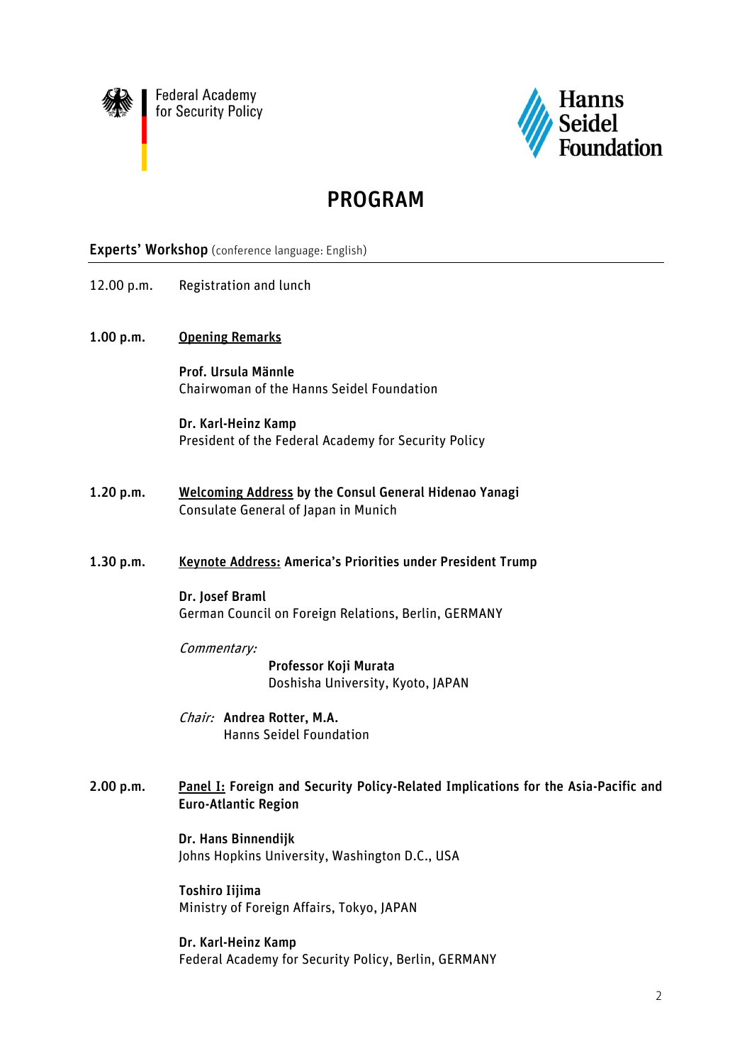Federal Academy for Security Policy

Hanns Seidel Foundation

# PROGRAM

**Experts' Workshop** (conference language: English)

12.00 p.m. Registration and lunch

**1.00 p.m.** **Opening Remarks**

**Prof. Ursula Männle**
Chairwoman of the Hanns Seidel Foundation

**Dr. Karl-Heinz Kamp**
President of the Federal Academy for Security Policy

**1.20 p.m.** **Welcoming Address by the Consul General Hidenao Yanagi**
Consulate General of Japan in Munich

**1.30 p.m.** **Keynote Address: America's Priorities under President Trump**

**Dr. Josef Braml**
German Council on Foreign Relations, Berlin, GERMANY

*Commentary:*
**Professor Koji Murata**
Doshisha University, Kyoto, JAPAN

*Chair:* **Andrea Rotter, M.A.**
Hanns Seidel Foundation

**2.00 p.m.** **Panel I: Foreign and Security Policy-Related Implications for the Asia-Pacific and Euro-Atlantic Region**

**Dr. Hans Binnendijk**
Johns Hopkins University, Washington D.C., USA

**Toshiro Iijima**
Ministry of Foreign Affairs, Tokyo, JAPAN

**Dr. Karl-Heinz Kamp**
Federal Academy for Security Policy, Berlin, GERMANY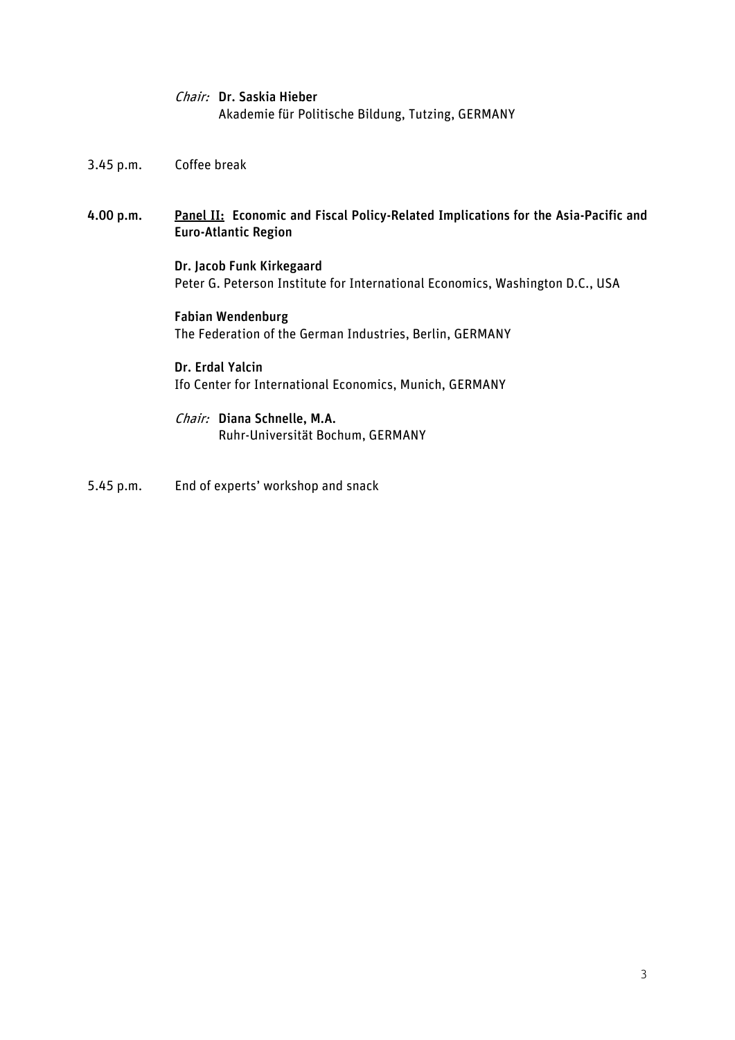*Chair:* **Dr. Saskia Hieber**
Akademie für Politische Bildung, Tutzing, GERMANY

3.45 p.m. Coffee break

**4.00 p.m.** **Panel II: Economic and Fiscal Policy-Related Implications for the Asia-Pacific and Euro-Atlantic Region**

**Dr. Jacob Funk Kirkegaard**
Peter G. Peterson Institute for International Economics, Washington D.C., USA

**Fabian Wendenburg**
The Federation of the German Industries, Berlin, GERMANY

**Dr. Erdal Yalcin**
Ifo Center for International Economics, Munich, GERMANY

*Chair:* **Diana Schnelle, M.A.**
Ruhr-Universität Bochum, GERMANY

5.45 p.m. End of experts' workshop and snack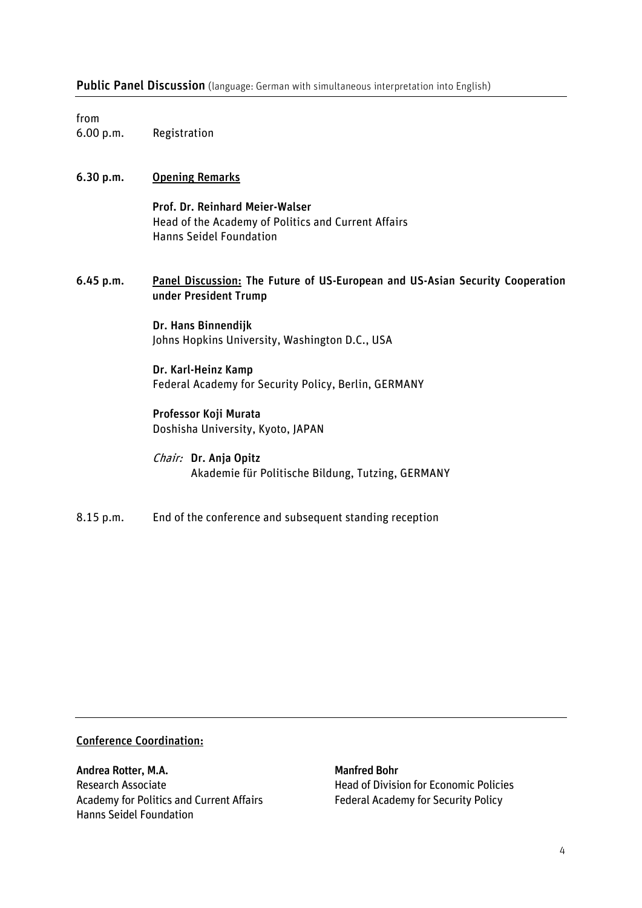## Public Panel Discussion (language: German with simultaneous interpretation into English)

from
6.00 p.m. Registration

**6.30 p.m.** **Opening Remarks**

**Prof. Dr. Reinhard Meier-Walser**
Head of the Academy of Politics and Current Affairs
Hanns Seidel Foundation

**6.45 p.m.** **Panel Discussion: The Future of US-European and US-Asian Security Cooperation under President Trump**

**Dr. Hans Binnendijk**
Johns Hopkins University, Washington D.C., USA

**Dr. Karl-Heinz Kamp**
Federal Academy for Security Policy, Berlin, GERMANY

**Professor Koji Murata**
Doshisha University, Kyoto, JAPAN

*Chair:* **Dr. Anja Opitz**
Akademie für Politische Bildung, Tutzing, GERMANY

8.15 p.m. End of the conference and subsequent standing reception

---

**Conference Coordination:**

**Andrea Rotter, M.A.**
Research Associate
Academy for Politics and Current Affairs
Hanns Seidel Foundation

**Manfred Bohr**
Head of Division for Economic Policies
Federal Academy for Security Policy